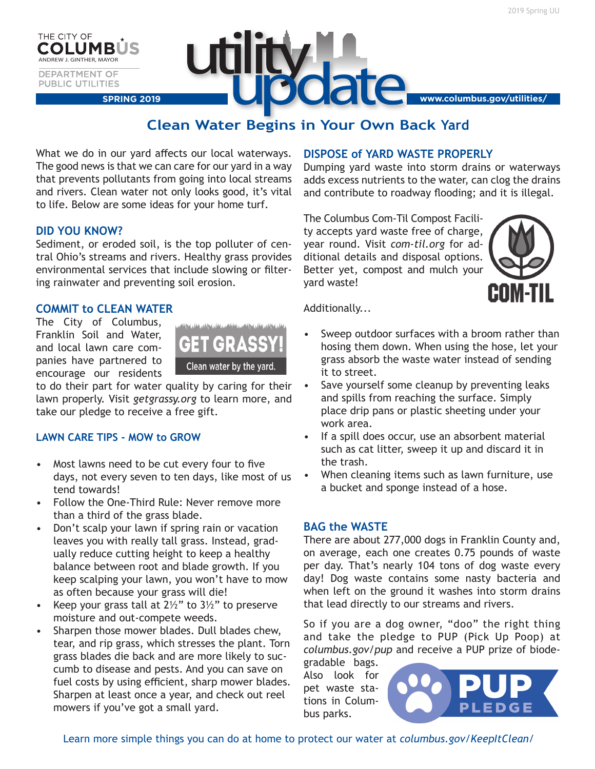THE CITY OF COLUMBUS
ANDREW J. GINTHER, MAYOR

DEPARTMENT OF PUBLIC UTILITIES

SPRING 2019

# utility update

www.columbus.gov/utilities/

## Clean Water Begins in Your Own Back Yard

What we do in our yard affects our local waterways. The good news is that we can care for our yard in a way that prevents pollutants from going into local streams and rivers. Clean water not only looks good, it's vital to life. Below are some ideas for your home turf.

### DID YOU KNOW?

Sediment, or eroded soil, is the top polluter of central Ohio's streams and rivers. Healthy grass provides environmental services that include slowing or filtering rainwater and preventing soil erosion.

### COMMIT to CLEAN WATER

GET GRASSY! Clean water by the yard.

The City of Columbus, Franklin Soil and Water, and local lawn care companies have partnered to encourage our residents to do their part for water quality by caring for their lawn properly. Visit *getgrassy.org* to learn more, and take our pledge to receive a free gift.

### LAWN CARE TIPS - MOW to GROW

- Most lawns need to be cut every four to five days, not every seven to ten days, like most of us tend towards!
- Follow the One-Third Rule: Never remove more than a third of the grass blade.
- Don't scalp your lawn if spring rain or vacation leaves you with really tall grass. Instead, gradually reduce cutting height to keep a healthy balance between root and blade growth. If you keep scalping your lawn, you won't have to mow as often because your grass will die!
- Keep your grass tall at 2½" to 3½" to preserve moisture and out-compete weeds.
- Sharpen those mower blades. Dull blades chew, tear, and rip grass, which stresses the plant. Torn grass blades die back and are more likely to succumb to disease and pests. And you can save on fuel costs by using efficient, sharp mower blades. Sharpen at least once a year, and check out reel mowers if you've got a small yard.

### DISPOSE of YARD WASTE PROPERLY

Dumping yard waste into storm drains or waterways adds excess nutrients to the water, can clog the drains and contribute to roadway flooding; and it is illegal.

The Columbus Com-Til Compost Facility accepts yard waste free of charge, year round. Visit *com-til.org* for additional details and disposal options. Better yet, compost and mulch your yard waste!

COM-TIL

Additionally...

- Sweep outdoor surfaces with a broom rather than hosing them down. When using the hose, let your grass absorb the waste water instead of sending it to street.
- Save yourself some cleanup by preventing leaks and spills from reaching the surface. Simply place drip pans or plastic sheeting under your work area.
- If a spill does occur, use an absorbent material such as cat litter, sweep it up and discard it in the trash.
- When cleaning items such as lawn furniture, use a bucket and sponge instead of a hose.

### BAG the WASTE

There are about 277,000 dogs in Franklin County and, on average, each one creates 0.75 pounds of waste per day. That's nearly 104 tons of dog waste every day! Dog waste contains some nasty bacteria and when left on the ground it washes into storm drains that lead directly to our streams and rivers.

So if you are a dog owner, "doo" the right thing and take the pledge to PUP (Pick Up Poop) at *columbus.gov/pup* and receive a PUP prize of biodegradable bags. Also look for pet waste stations in Columbus parks.

PUP PLEDGE

Learn more simple things you can do at home to protect our water at *columbus.gov/KeepItClean/*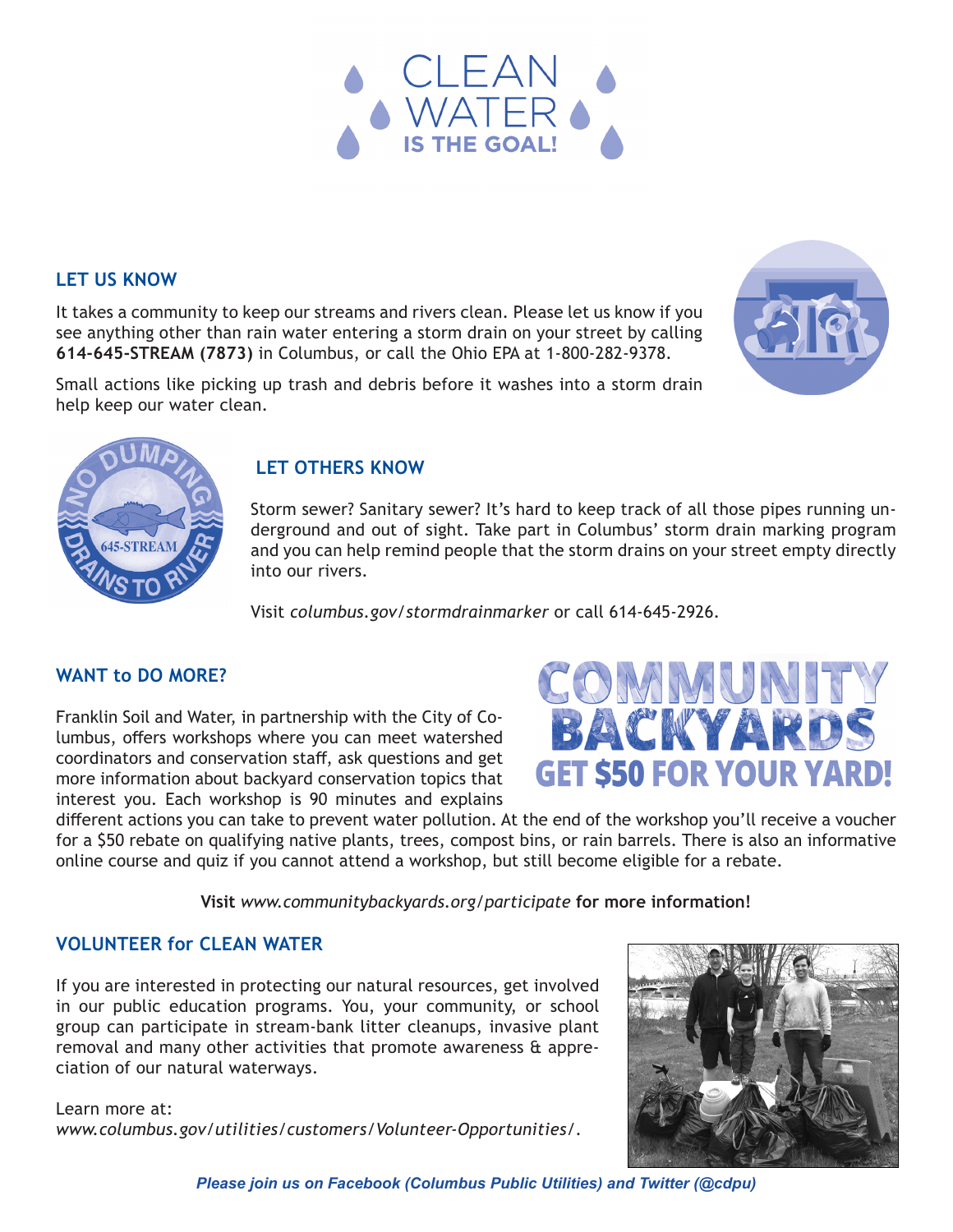# CLEAN WATER IS THE GOAL!

## LET US KNOW

It takes a community to keep our streams and rivers clean. Please let us know if you see anything other than rain water entering a storm drain on your street by calling **614-645-STREAM (7873)** in Columbus, or call the Ohio EPA at 1-800-282-9378.

Small actions like picking up trash and debris before it washes into a storm drain help keep our water clean.

## LET OTHERS KNOW

Storm sewer? Sanitary sewer? It's hard to keep track of all those pipes running underground and out of sight. Take part in Columbus' storm drain marking program and you can help remind people that the storm drains on your street empty directly into our rivers.

Visit *columbus.gov/stormdrainmarker* or call 614-645-2926.

## WANT to DO MORE?

**COMMUNITY BACKYARDS**
**GET $50 FOR YOUR YARD!**

Franklin Soil and Water, in partnership with the City of Columbus, offers workshops where you can meet watershed coordinators and conservation staff, ask questions and get more information about backyard conservation topics that interest you. Each workshop is 90 minutes and explains different actions you can take to prevent water pollution. At the end of the workshop you'll receive a voucher for a $50 rebate on qualifying native plants, trees, compost bins, or rain barrels. There is also an informative online course and quiz if you cannot attend a workshop, but still become eligible for a rebate.

**Visit** *www.communitybackyards.org/participate* **for more information!**

## VOLUNTEER for CLEAN WATER

If you are interested in protecting our natural resources, get involved in our public education programs. You, your community, or school group can participate in stream-bank litter cleanups, invasive plant removal and many other activities that promote awareness & appreciation of our natural waterways.

Learn more at:
*www.columbus.gov/utilities/customers/Volunteer-Opportunities/*.

***Please join us on Facebook (Columbus Public Utilities) and Twitter (@cdpu)***